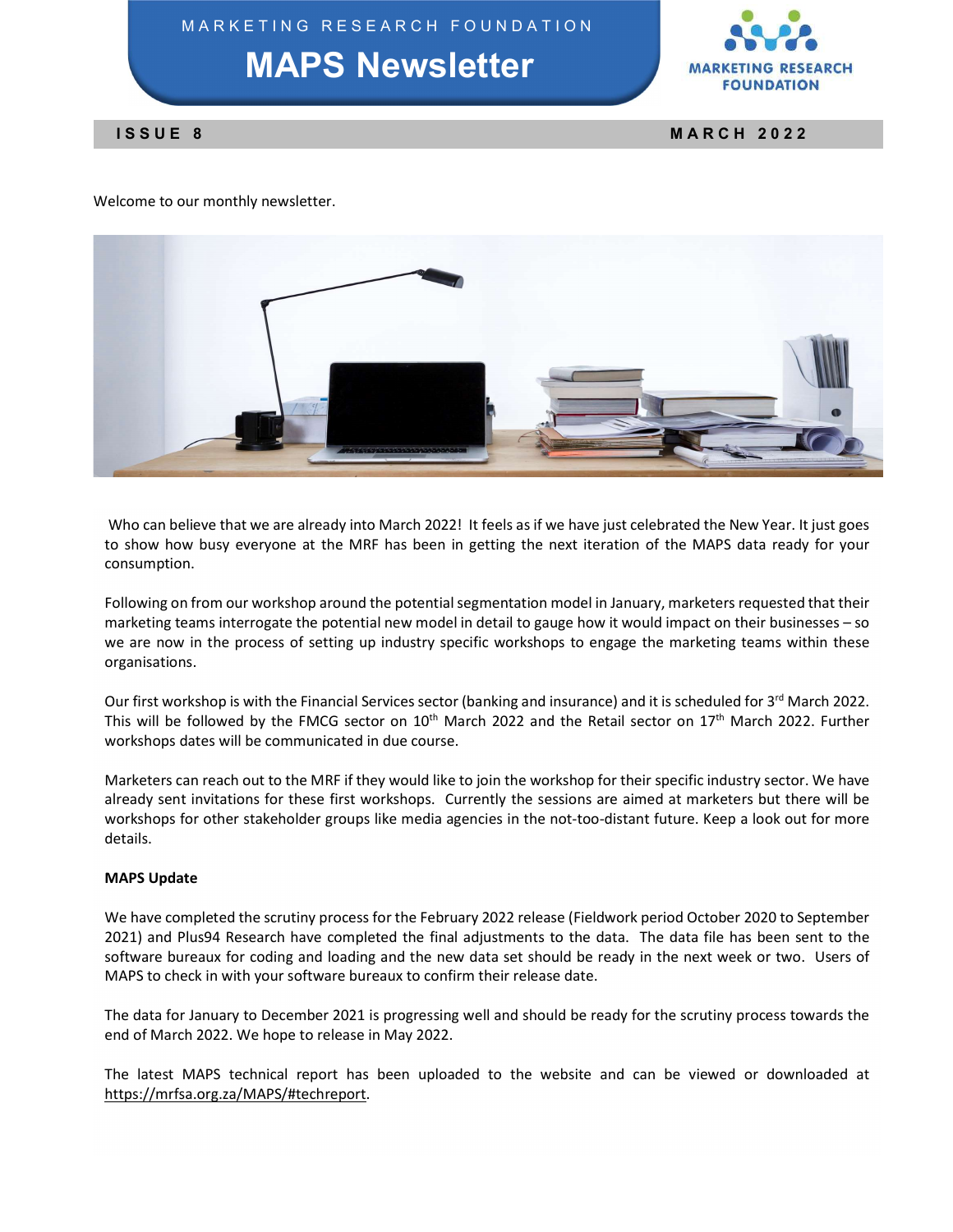MARKETING RESEARCH FOUNDATION

# MAPS Newsletter

**ISSUE 8** **MARCH 2022**

Welcome to our monthly newsletter.

Who can believe that we are already into March 2022! It feels as if we have just celebrated the New Year. It just goes to show how busy everyone at the MRF has been in getting the next iteration of the MAPS data ready for your consumption.

Following on from our workshop around the potential segmentation model in January, marketers requested that their marketing teams interrogate the potential new model in detail to gauge how it would impact on their businesses – so we are now in the process of setting up industry specific workshops to engage the marketing teams within these organisations.

Our first workshop is with the Financial Services sector (banking and insurance) and it is scheduled for 3rd March 2022. This will be followed by the FMCG sector on 10th March 2022 and the Retail sector on 17th March 2022. Further workshops dates will be communicated in due course.

Marketers can reach out to the MRF if they would like to join the workshop for their specific industry sector. We have already sent invitations for these first workshops. Currently the sessions are aimed at marketers but there will be workshops for other stakeholder groups like media agencies in the not-too-distant future. Keep a look out for more details.

**MAPS Update**

We have completed the scrutiny process for the February 2022 release (Fieldwork period October 2020 to September 2021) and Plus94 Research have completed the final adjustments to the data. The data file has been sent to the software bureaux for coding and loading and the new data set should be ready in the next week or two. Users of MAPS to check in with your software bureaux to confirm their release date.

The data for January to December 2021 is progressing well and should be ready for the scrutiny process towards the end of March 2022. We hope to release in May 2022.

The latest MAPS technical report has been uploaded to the website and can be viewed or downloaded at https://mrfsa.org.za/MAPS/#techreport.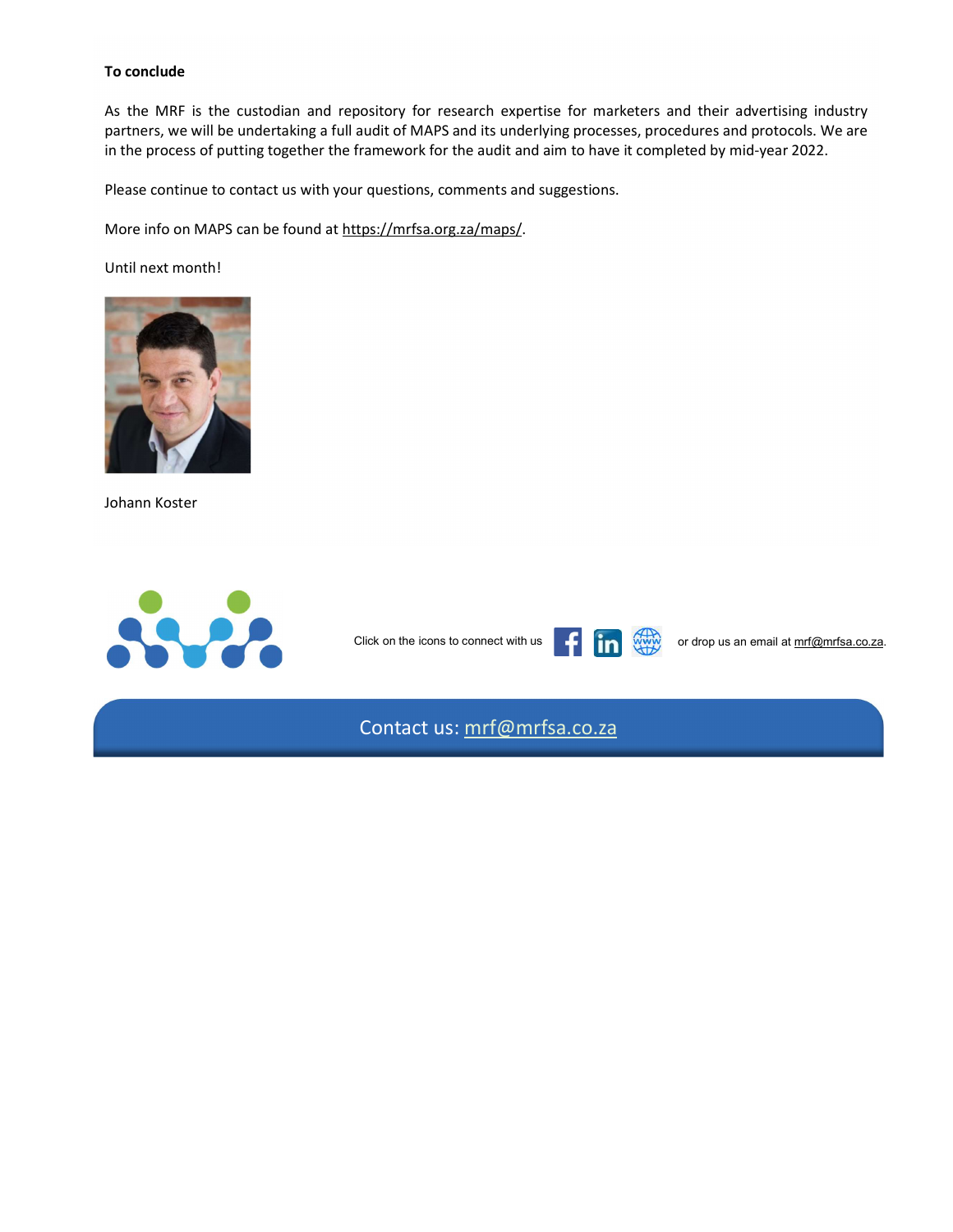**To conclude**

As the MRF is the custodian and repository for research expertise for marketers and their advertising industry partners, we will be undertaking a full audit of MAPS and its underlying processes, procedures and protocols. We are in the process of putting together the framework for the audit and aim to have it completed by mid-year 2022.

Please continue to contact us with your questions, comments and suggestions.

More info on MAPS can be found at https://mrfsa.org.za/maps/.

Until next month!

Johann Koster

Click on the icons to connect with us or drop us an email at mrf@mrfsa.co.za.

Contact us: mrf@mrfsa.co.za